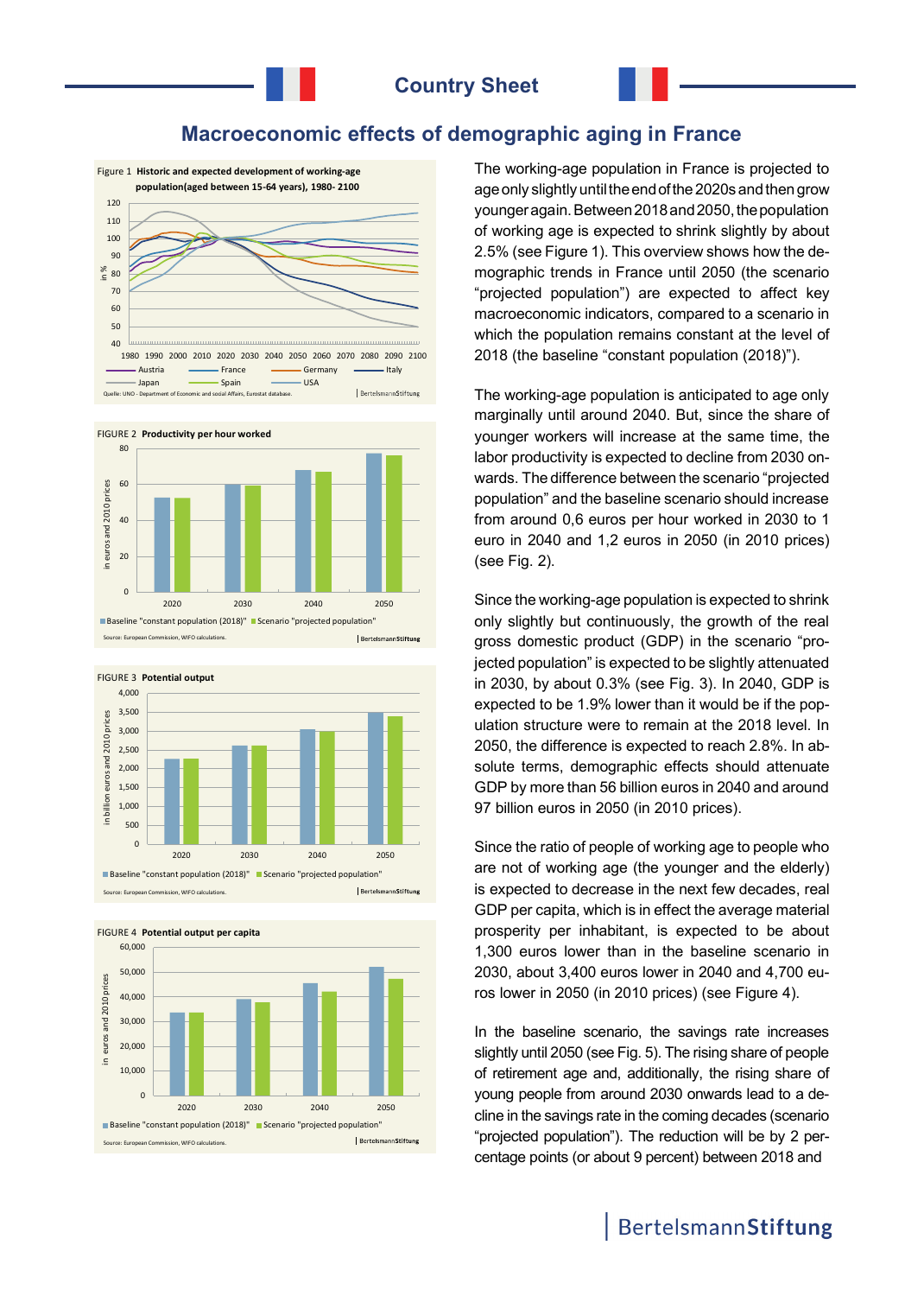# Country Sheet

## Macroeconomic effects of demographic aging in France

Figure 1 Historic and expected development of working-age population(aged between 15-64 years), 1980- 2100

Quelle: UNO - Department of Economic and social Affairs, Eurostat database.

FIGURE 2 Productivity per hour worked

Source: European Commission, WIFO calculations.

FIGURE 3 Potential output

Source: European Commission, WIFO calculations.

FIGURE 4 Potential output per capita

Source: European Commission, WIFO calculations.

The working-age population in France is projected to age only slightly until the end of the 2020s and then grow younger again. Between 2018 and 2050, the population of working age is expected to shrink slightly by about 2.5% (see Figure 1). This overview shows how the demographic trends in France until 2050 (the scenario "projected population") are expected to affect key macroeconomic indicators, compared to a scenario in which the population remains constant at the level of 2018 (the baseline "constant population (2018)").

The working-age population is anticipated to age only marginally until around 2040. But, since the share of younger workers will increase at the same time, the labor productivity is expected to decline from 2030 onwards. The difference between the scenario "projected population" and the baseline scenario should increase from around 0,6 euros per hour worked in 2030 to 1 euro in 2040 and 1,2 euros in 2050 (in 2010 prices) (see Fig. 2).

Since the working-age population is expected to shrink only slightly but continuously, the growth of the real gross domestic product (GDP) in the scenario "projected population" is expected to be slightly attenuated in 2030, by about 0.3% (see Fig. 3). In 2040, GDP is expected to be 1.9% lower than it would be if the population structure were to remain at the 2018 level. In 2050, the difference is expected to reach 2.8%. In absolute terms, demographic effects should attenuate GDP by more than 56 billion euros in 2040 and around 97 billion euros in 2050 (in 2010 prices).

Since the ratio of people of working age to people who are not of working age (the younger and the elderly) is expected to decrease in the next few decades, real GDP per capita, which is in effect the average material prosperity per inhabitant, is expected to be about 1,300 euros lower than in the baseline scenario in 2030, about 3,400 euros lower in 2040 and 4,700 euros lower in 2050 (in 2010 prices) (see Figure 4).

In the baseline scenario, the savings rate increases slightly until 2050 (see Fig. 5). The rising share of people of retirement age and, additionally, the rising share of young people from around 2030 onwards lead to a decline in the savings rate in the coming decades (scenario "projected population"). The reduction will be by 2 percentage points (or about 9 percent) between 2018 and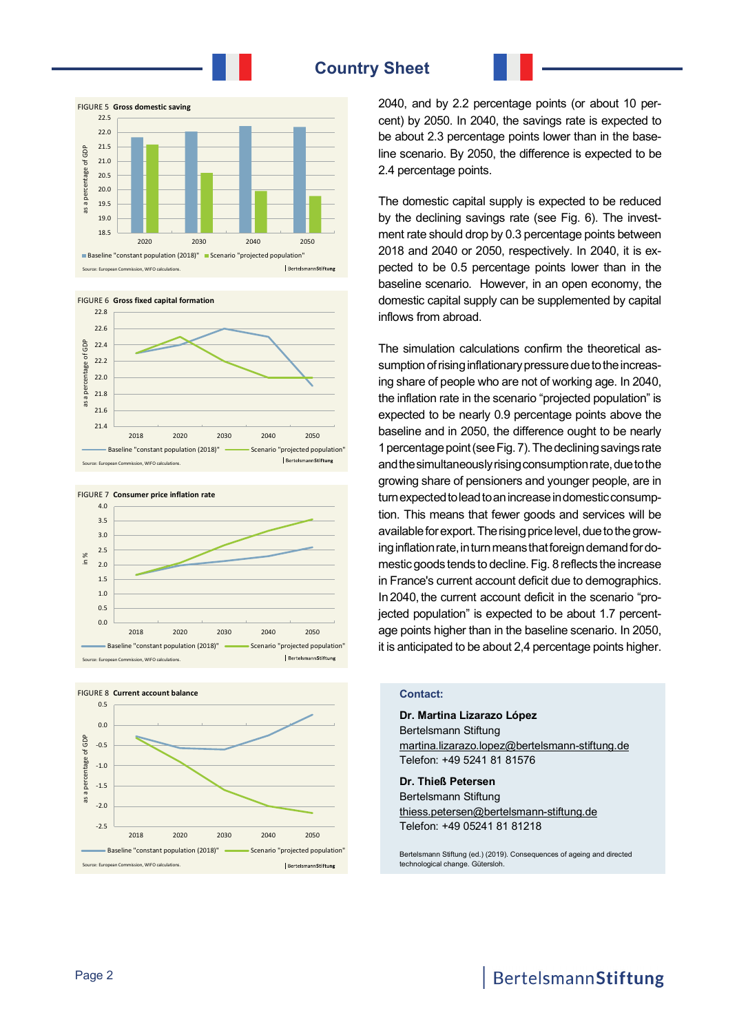FIGURE 5 Gross domestic saving

22.5
22.0
21.5
21.0
20.5
20.0
19.5
19.0
18.5

as a percentage of GDP

2020 2030 2040 2050

Baseline "constant population (2018)" Scenario "projected population"

Source: European Commission, WIFO calculations.

BertelsmannStiftung

FIGURE 6 Gross fixed capital formation

22.8
22.6
22.4
22.2
22.0
21.8
21.6
21.4

as a percentage of GDP

2018 2020 2030 2040 2050

Baseline "constant population (2018)" Scenario "projected population"

Source: European Commission, WIFO calculations.

BertelsmannStiftung

FIGURE 7 Consumer price inflation rate

4.0
3.5
3.0
2.5
2.0
1.5
1.0
0.5
0.0

in %

2018 2020 2030 2040 2050

Baseline "constant population (2018)" Scenario "projected population"

Source: European Commission, WIFO calculations.

BertelsmannStiftung

FIGURE 8 Current account balance

0.5
0.0
-0.5
-1.0
-1.5
-2.0
-2.5

as a percentage of GDP

2018 2020 2030 2040 2050

Baseline "constant population (2018)" Scenario "projected population"

Source: European Commission, WIFO calculations.

BertelsmannStiftung

2040, and by 2.2 percentage points (or about 10 percent) by 2050. In 2040, the savings rate is expected to be about 2.3 percentage points lower than in the baseline scenario. By 2050, the difference is expected to be 2.4 percentage points.

The domestic capital supply is expected to be reduced by the declining savings rate (see Fig. 6). The investment rate should drop by 0.3 percentage points between 2018 and 2040 or 2050, respectively. In 2040, it is expected to be 0.5 percentage points lower than in the baseline scenario. However, in an open economy, the domestic capital supply can be supplemented by capital inflows from abroad.

The simulation calculations confirm the theoretical assumption of rising inflationary pressure due to the increasing share of people who are not of working age. In 2040, the inflation rate in the scenario "projected population" is expected to be nearly 0.9 percentage points above the baseline and in 2050, the difference ought to be nearly 1 percentage point (see Fig. 7). The declining savings rate and the simultaneously rising consumption rate, due to the growing share of pensioners and younger people, are in turn expected to lead to an increase in domestic consumption. This means that fewer goods and services will be available for export. The rising price level, due to the growing inflation rate, in turn means that foreign demand for domestic goods tends to decline. Fig. 8 reflects the increase in France's current account deficit due to demographics. In 2040, the current account deficit in the scenario "projected population" is expected to be about 1.7 percentage points higher than in the baseline scenario. In 2050, it is anticipated to be about 2,4 percentage points higher.

**Contact:**

**Dr. Martina Lizarazo López**
Bertelsmann Stiftung
martina.lizarazo.lopez@bertelsmann-stiftung.de
Telefon: +49 5241 81 81576

**Dr. Thieß Petersen**
Bertelsmann Stiftung
thiess.petersen@bertelsmann-stiftung.de
Telefon: +49 05241 81 81218

Bertelsmann Stiftung (ed.) (2019). Consequences of ageing and directed technological change. Gütersloh.